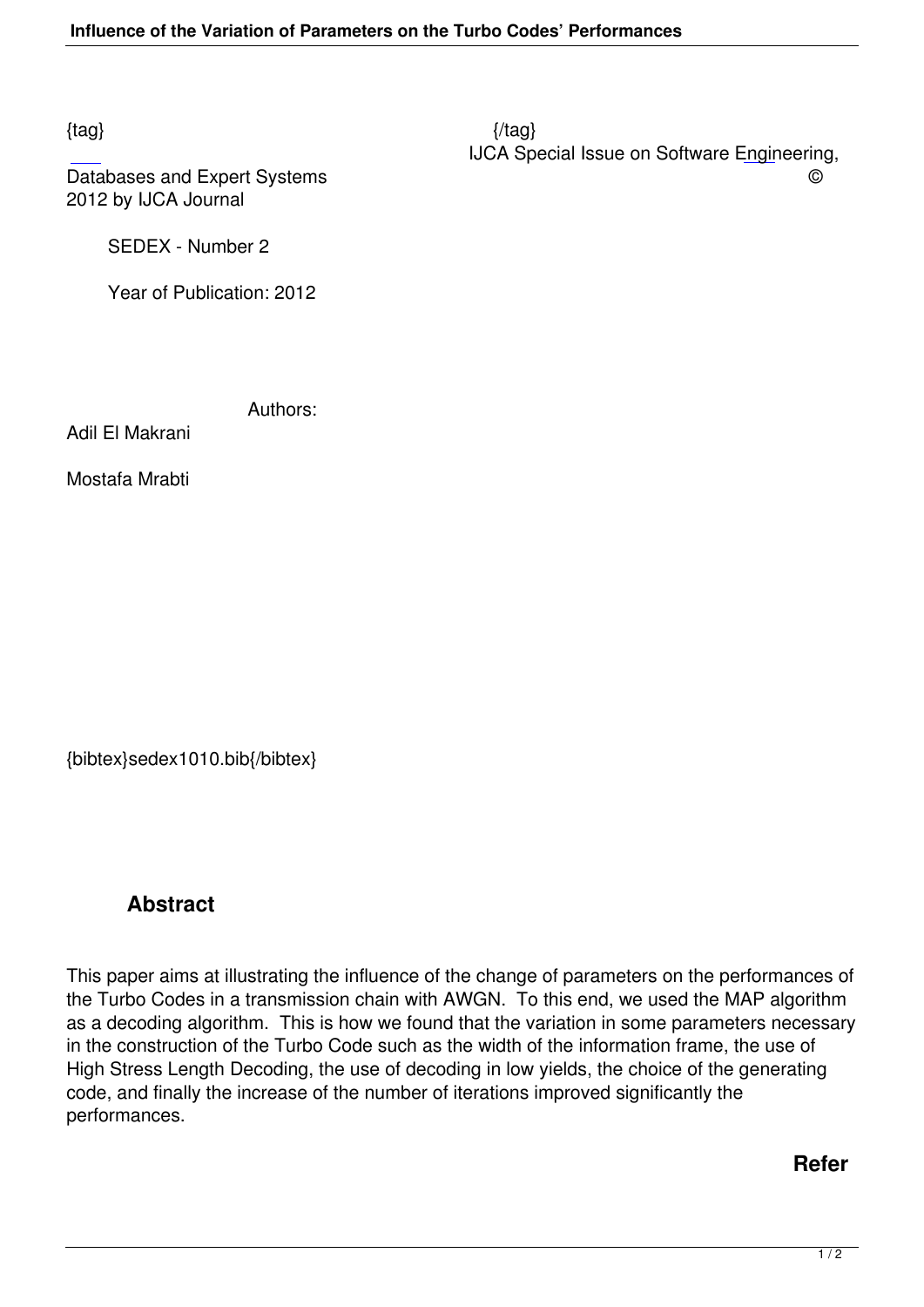{tag} {/tag}

IJCA Special Issue on Software Engineering, Databases and Expert Systems © 2012 by IJCA Journal

SEDEX - Number 2

Year of Publication: 2012

Authors:

Adil El Makrani

Mostafa Mrabti

{bibtex}sedex1010.bib{/bibtex}

## Abstract

This paper aims at illustrating the influence of the change of parameters on the performances of the Turbo Codes in a transmission chain with AWGN. To this end, we used the MAP algorithm as a decoding algorithm. This is how we found that the variation in some parameters necessary in the construction of the Turbo Code such as the width of the information frame, the use of High Stress Length Decoding, the use of decoding in low yields, the choice of the generating code, and finally the increase of the number of iterations improved significantly the performances.

**Refer**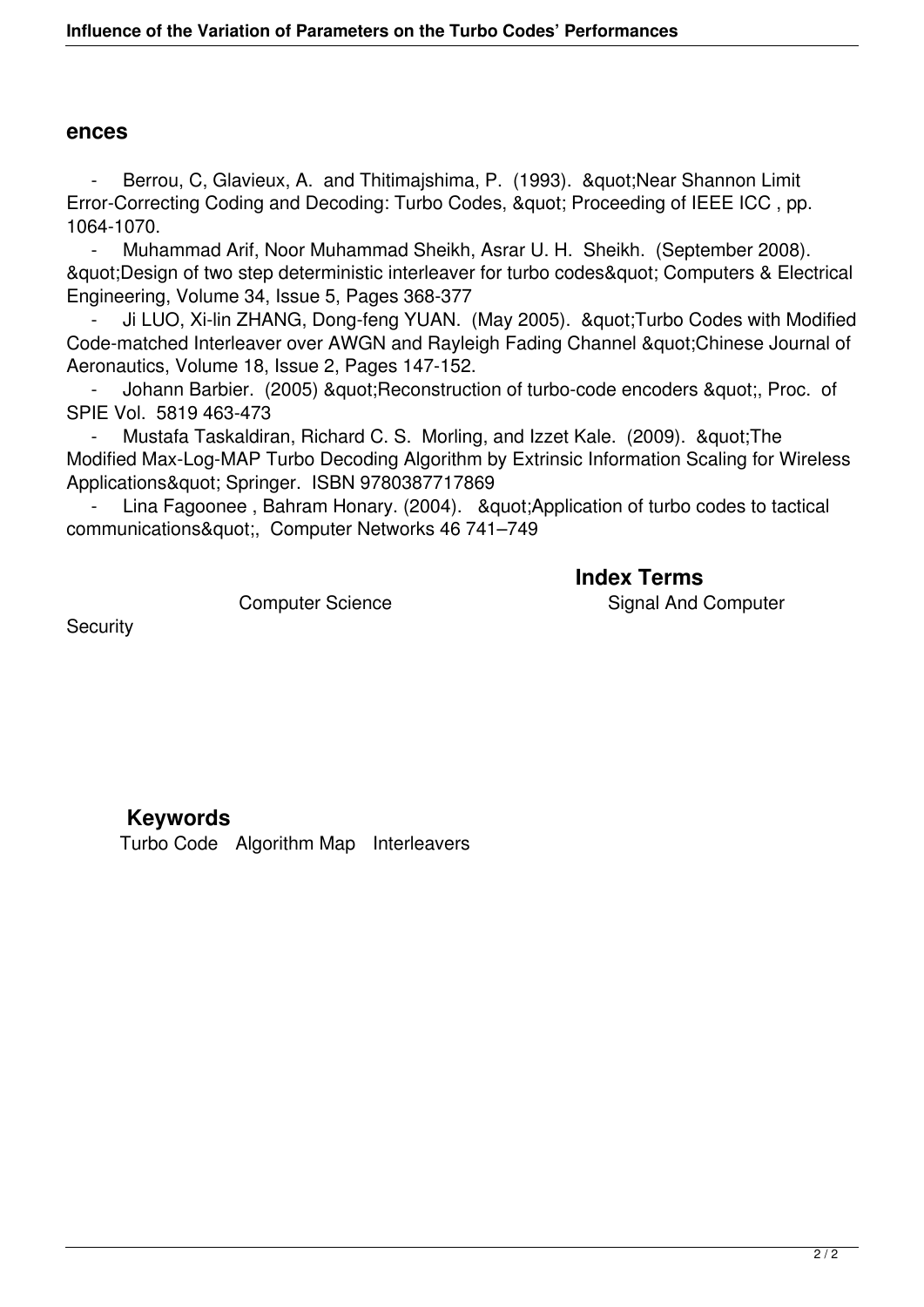## ences

- Berrou, C, Glavieux, A. and Thitimajshima, P. (1993). &quot;Near Shannon Limit Error-Correcting Coding and Decoding: Turbo Codes, &quot; Proceeding of IEEE ICC , pp. 1064-1070.
- Muhammad Arif, Noor Muhammad Sheikh, Asrar U. H. Sheikh. (September 2008). &quot;Design of two step deterministic interleaver for turbo codes&quot; Computers & Electrical Engineering, Volume 34, Issue 5, Pages 368-377
- Ji LUO, Xi-lin ZHANG, Dong-feng YUAN. (May 2005). &quot;Turbo Codes with Modified Code-matched Interleaver over AWGN and Rayleigh Fading Channel &quot;Chinese Journal of Aeronautics, Volume 18, Issue 2, Pages 147-152.
- Johann Barbier. (2005) &quot;Reconstruction of turbo-code encoders &quot;, Proc. of SPIE Vol. 5819 463-473
- Mustafa Taskaldiran, Richard C. S. Morling, and Izzet Kale. (2009). &quot;The Modified Max-Log-MAP Turbo Decoding Algorithm by Extrinsic Information Scaling for Wireless Applications&quot; Springer. ISBN 9780387717869
- Lina Fagoonee , Bahram Honary. (2004). &quot;Application of turbo codes to tactical communications&quot;, Computer Networks 46 741–749

## Index Terms

Computer Science Signal And Computer Security

## Keywords

Turbo Code Algorithm Map Interleavers